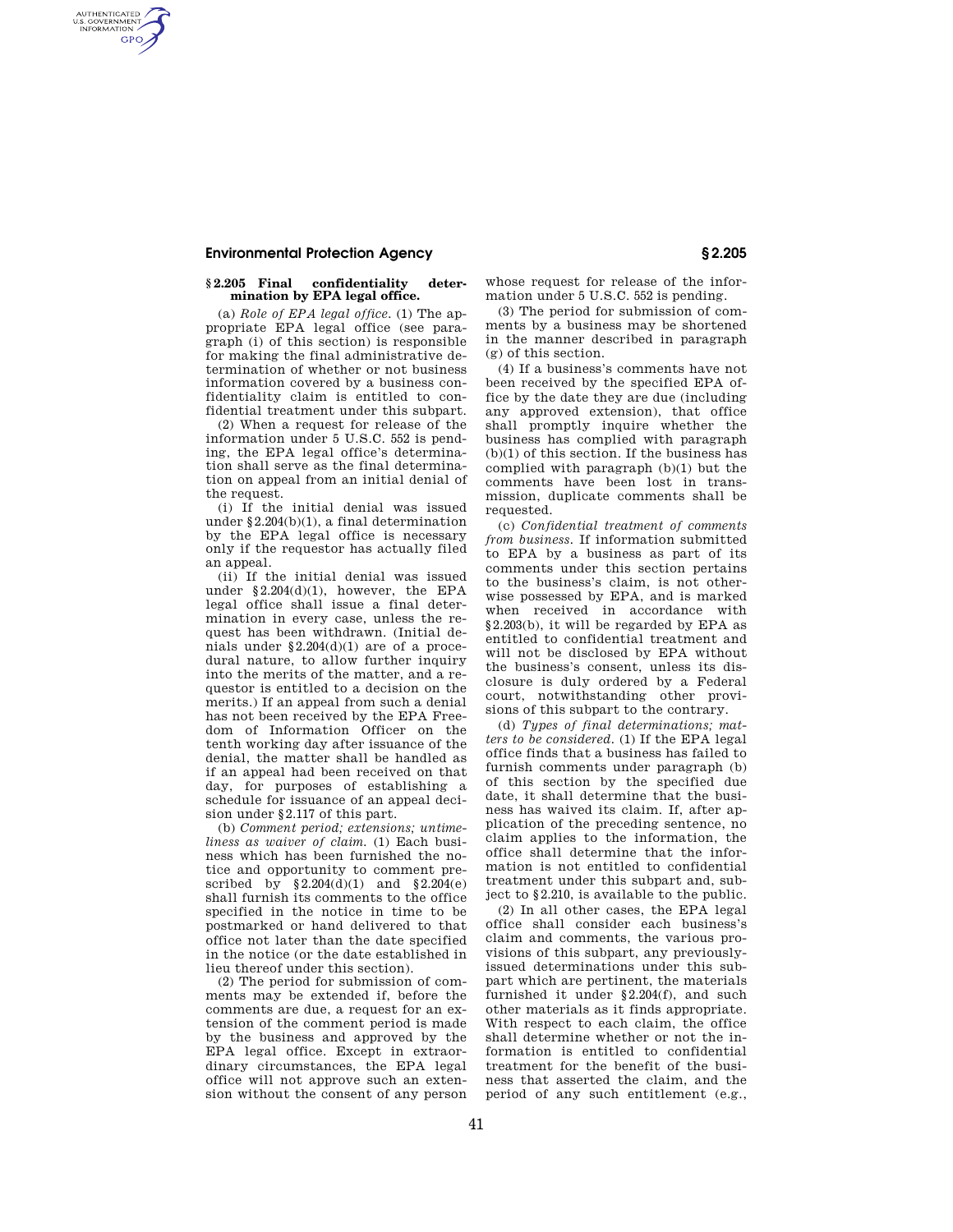## § 2.205 Final confidentiality determination by EPA legal office.

(a) *Role of EPA legal office.* (1) The appropriate EPA legal office (see paragraph (i) of this section) is responsible for making the final administrative determination of whether or not business information covered by a business confidentiality claim is entitled to confidential treatment under this subpart.

(2) When a request for release of the information under 5 U.S.C. 552 is pending, the EPA legal office's determination shall serve as the final determination on appeal from an initial denial of the request.

(i) If the initial denial was issued under §2.204(b)(1), a final determination by the EPA legal office is necessary only if the requestor has actually filed an appeal.

(ii) If the initial denial was issued under §2.204(d)(1), however, the EPA legal office shall issue a final determination in every case, unless the request has been withdrawn. (Initial denials under §2.204(d)(1) are of a procedural nature, to allow further inquiry into the merits of the matter, and a requestor is entitled to a decision on the merits.) If an appeal from such a denial has not been received by the EPA Freedom of Information Officer on the tenth working day after issuance of the denial, the matter shall be handled as if an appeal had been received on that day, for purposes of establishing a schedule for issuance of an appeal decision under §2.117 of this part.

(b) *Comment period; extensions; untimeliness as waiver of claim.* (1) Each business which has been furnished the notice and opportunity to comment prescribed by §2.204(d)(1) and §2.204(e) shall furnish its comments to the office specified in the notice in time to be postmarked or hand delivered to that office not later than the date specified in the notice (or the date established in lieu thereof under this section).

(2) The period for submission of comments may be extended if, before the comments are due, a request for an extension of the comment period is made by the business and approved by the EPA legal office. Except in extraordinary circumstances, the EPA legal office will not approve such an extension without the consent of any person whose request for release of the information under 5 U.S.C. 552 is pending.

(3) The period for submission of comments by a business may be shortened in the manner described in paragraph (g) of this section.

(4) If a business's comments have not been received by the specified EPA office by the date they are due (including any approved extension), that office shall promptly inquire whether the business has complied with paragraph (b)(1) of this section. If the business has complied with paragraph (b)(1) but the comments have been lost in transmission, duplicate comments shall be requested.

(c) *Confidential treatment of comments from business.* If information submitted to EPA by a business as part of its comments under this section pertains to the business's claim, is not otherwise possessed by EPA, and is marked when received in accordance with §2.203(b), it will be regarded by EPA as entitled to confidential treatment and will not be disclosed by EPA without the business's consent, unless its disclosure is duly ordered by a Federal court, notwithstanding other provisions of this subpart to the contrary.

(d) *Types of final determinations; matters to be considered.* (1) If the EPA legal office finds that a business has failed to furnish comments under paragraph (b) of this section by the specified due date, it shall determine that the business has waived its claim. If, after application of the preceding sentence, no claim applies to the information, the office shall determine that the information is not entitled to confidential treatment under this subpart and, subject to §2.210, is available to the public.

(2) In all other cases, the EPA legal office shall consider each business's claim and comments, the various provisions of this subpart, any previously-issued determinations under this subpart which are pertinent, the materials furnished it under §2.204(f), and such other materials as it finds appropriate. With respect to each claim, the office shall determine whether or not the information is entitled to confidential treatment for the benefit of the business that asserted the claim, and the period of any such entitlement (e.g.,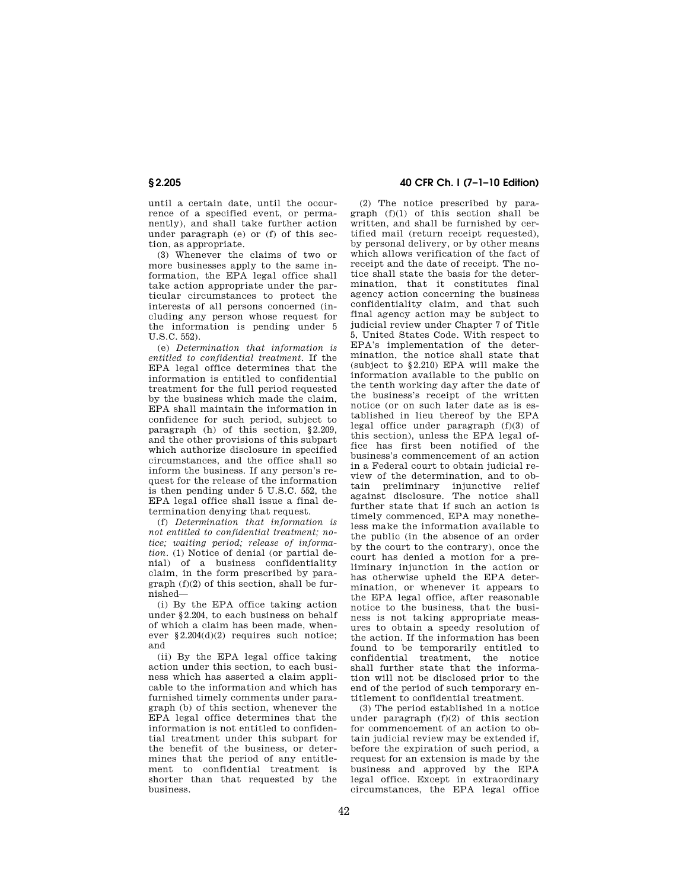until a certain date, until the occurrence of a specified event, or permanently), and shall take further action under paragraph (e) or (f) of this section, as appropriate.

(3) Whenever the claims of two or more businesses apply to the same information, the EPA legal office shall take action appropriate under the particular circumstances to protect the interests of all persons concerned (including any person whose request for the information is pending under 5 U.S.C. 552).

(e) *Determination that information is entitled to confidential treatment.* If the EPA legal office determines that the information is entitled to confidential treatment for the full period requested by the business which made the claim, EPA shall maintain the information in confidence for such period, subject to paragraph (h) of this section, §2.209, and the other provisions of this subpart which authorize disclosure in specified circumstances, and the office shall so inform the business. If any person's request for the release of the information is then pending under 5 U.S.C. 552, the EPA legal office shall issue a final determination denying that request.

(f) *Determination that information is not entitled to confidential treatment; notice; waiting period; release of information.* (1) Notice of denial (or partial denial) of a business confidentiality claim, in the form prescribed by paragraph (f)(2) of this section, shall be furnished—

(i) By the EPA office taking action under §2.204, to each business on behalf of which a claim has been made, whenever §2.204(d)(2) requires such notice; and

(ii) By the EPA legal office taking action under this section, to each business which has asserted a claim applicable to the information and which has furnished timely comments under paragraph (b) of this section, whenever the EPA legal office determines that the information is not entitled to confidential treatment under this subpart for the benefit of the business, or determines that the period of any entitlement to confidential treatment is shorter than that requested by the business.

(2) The notice prescribed by paragraph (f)(1) of this section shall be written, and shall be furnished by certified mail (return receipt requested), by personal delivery, or by other means which allows verification of the fact of receipt and the date of receipt. The notice shall state the basis for the determination, that it constitutes final agency action concerning the business confidentiality claim, and that such final agency action may be subject to judicial review under Chapter 7 of Title 5, United States Code. With respect to EPA's implementation of the determination, the notice shall state that (subject to §2.210) EPA will make the information available to the public on the tenth working day after the date of the business's receipt of the written notice (or on such later date as is established in lieu thereof by the EPA legal office under paragraph (f)(3) of this section), unless the EPA legal office has first been notified of the business's commencement of an action in a Federal court to obtain judicial review of the determination, and to obtain preliminary injunctive relief against disclosure. The notice shall further state that if such an action is timely commenced, EPA may nonetheless make the information available to the public (in the absence of an order by the court to the contrary), once the court has denied a motion for a preliminary injunction in the action or has otherwise upheld the EPA determination, or whenever it appears to the EPA legal office, after reasonable notice to the business, that the business is not taking appropriate measures to obtain a speedy resolution of the action. If the information has been found to be temporarily entitled to confidential treatment, the notice shall further state that the information will not be disclosed prior to the end of the period of such temporary entitlement to confidential treatment.

(3) The period established in a notice under paragraph (f)(2) of this section for commencement of an action to obtain judicial review may be extended if, before the expiration of such period, a request for an extension is made by the business and approved by the EPA legal office. Except in extraordinary circumstances, the EPA legal office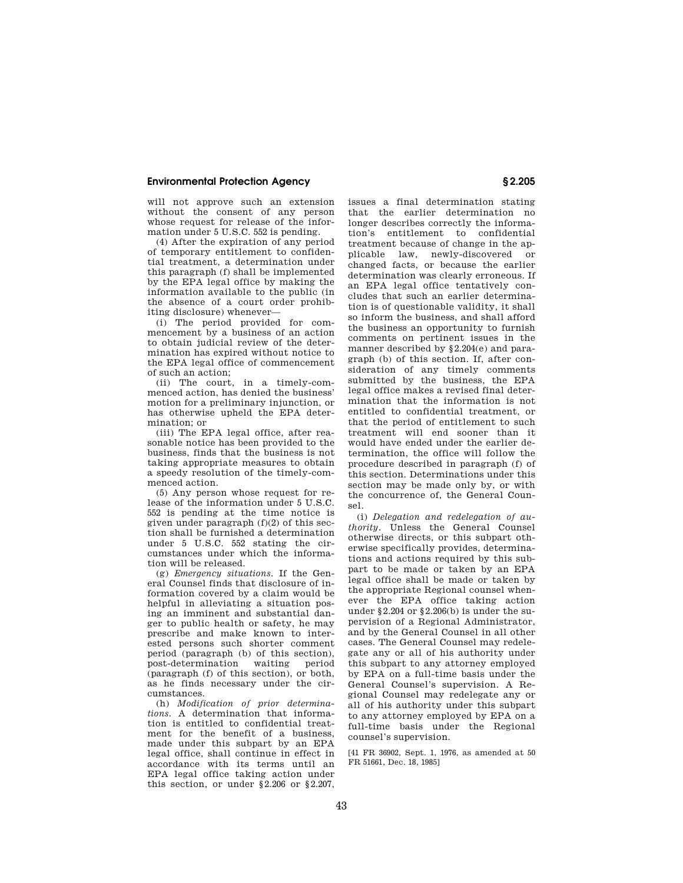will not approve such an extension without the consent of any person whose request for release of the information under 5 U.S.C. 552 is pending.

(4) After the expiration of any period of temporary entitlement to confidential treatment, a determination under this paragraph (f) shall be implemented by the EPA legal office by making the information available to the public (in the absence of a court order prohibiting disclosure) whenever—

(i) The period provided for commencement by a business of an action to obtain judicial review of the determination has expired without notice to the EPA legal office of commencement of such an action;

(ii) The court, in a timely-commenced action, has denied the business' motion for a preliminary injunction, or has otherwise upheld the EPA determination; or

(iii) The EPA legal office, after reasonable notice has been provided to the business, finds that the business is not taking appropriate measures to obtain a speedy resolution of the timely-commenced action.

(5) Any person whose request for release of the information under 5 U.S.C. 552 is pending at the time notice is given under paragraph (f)(2) of this section shall be furnished a determination under 5 U.S.C. 552 stating the circumstances under which the information will be released.

(g) *Emergency situations.* If the General Counsel finds that disclosure of information covered by a claim would be helpful in alleviating a situation posing an imminent and substantial danger to public health or safety, he may prescribe and make known to interested persons such shorter comment period (paragraph (b) of this section), post-determination waiting period (paragraph (f) of this section), or both, as he finds necessary under the circumstances.

(h) *Modification of prior determinations.* A determination that information is entitled to confidential treatment for the benefit of a business, made under this subpart by an EPA legal office, shall continue in effect in accordance with its terms until an EPA legal office taking action under this section, or under §2.206 or §2.207, issues a final determination stating that the earlier determination no longer describes correctly the information's entitlement to confidential treatment because of change in the applicable law, newly-discovered or changed facts, or because the earlier determination was clearly erroneous. If an EPA legal office tentatively concludes that such an earlier determination is of questionable validity, it shall so inform the business, and shall afford the business an opportunity to furnish comments on pertinent issues in the manner described by §2.204(e) and paragraph (b) of this section. If, after consideration of any timely comments submitted by the business, the EPA legal office makes a revised final determination that the information is not entitled to confidential treatment, or that the period of entitlement to such treatment will end sooner than it would have ended under the earlier determination, the office will follow the procedure described in paragraph (f) of this section. Determinations under this section may be made only by, or with the concurrence of, the General Counsel.

(i) *Delegation and redelegation of authority.* Unless the General Counsel otherwise directs, or this subpart otherwise specifically provides, determinations and actions required by this subpart to be made or taken by an EPA legal office shall be made or taken by the appropriate Regional counsel whenever the EPA office taking action under §2.204 or §2.206(b) is under the supervision of a Regional Administrator, and by the General Counsel in all other cases. The General Counsel may redelegate any or all of his authority under this subpart to any attorney employed by EPA on a full-time basis under the General Counsel's supervision. A Regional Counsel may redelegate any or all of his authority under this subpart to any attorney employed by EPA on a full-time basis under the Regional counsel's supervision.

[41 FR 36902, Sept. 1, 1976, as amended at 50 FR 51661, Dec. 18, 1985]